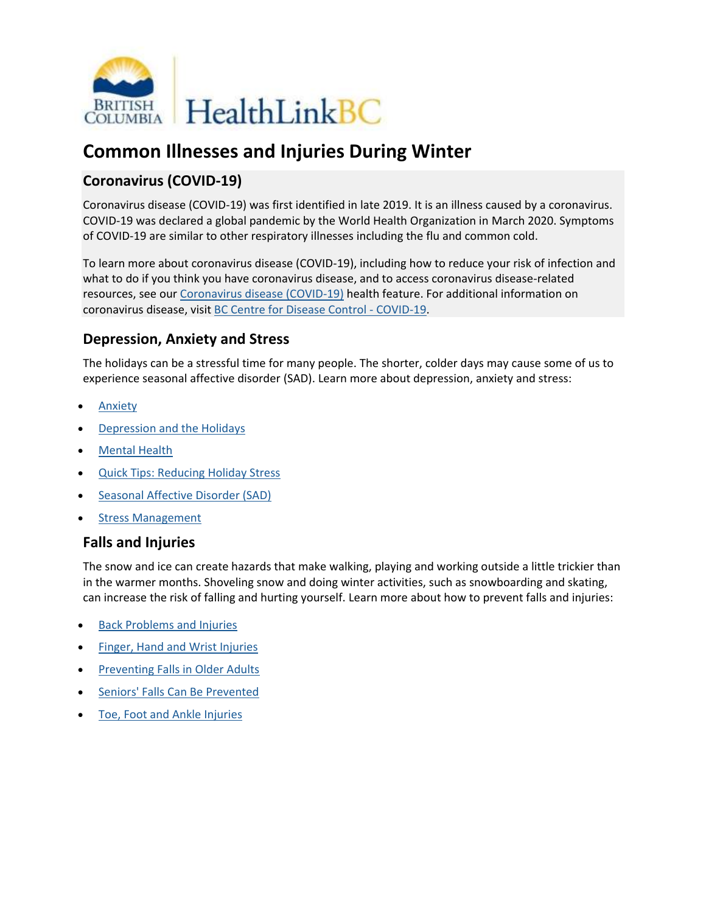# Common Illnesses and Injuries During Winter

## Coronavirus (COVID-19)

Coronavirus disease (COVID-19) was first identified in late 2019. It is an illness caused by a coronavirus. COVID-19 was declared a global pandemic by the World Health Organization in March 2020. Symptoms of COVID-19 are similar to other respiratory illnesses including the flu and common cold.

To learn more about coronavirus disease (COVID-19), including how to reduce your risk of infection and what to do if you think you have coronavirus disease, and to access coronavirus disease-related resources, see our Coronavirus disease (COVID-19) health feature. For additional information on coronavirus disease, visit BC Centre for Disease Control - COVID-19.

## Depression, Anxiety and Stress

The holidays can be a stressful time for many people. The shorter, colder days may cause some of us to experience seasonal affective disorder (SAD). Learn more about depression, anxiety and stress:

- Anxiety
- Depression and the Holidays
- Mental Health
- Quick Tips: Reducing Holiday Stress
- Seasonal Affective Disorder (SAD)
- Stress Management

## Falls and Injuries

The snow and ice can create hazards that make walking, playing and working outside a little trickier than in the warmer months. Shoveling snow and doing winter activities, such as snowboarding and skating, can increase the risk of falling and hurting yourself. Learn more about how to prevent falls and injuries:

- Back Problems and Injuries
- Finger, Hand and Wrist Injuries
- Preventing Falls in Older Adults
- Seniors' Falls Can Be Prevented
- Toe, Foot and Ankle Injuries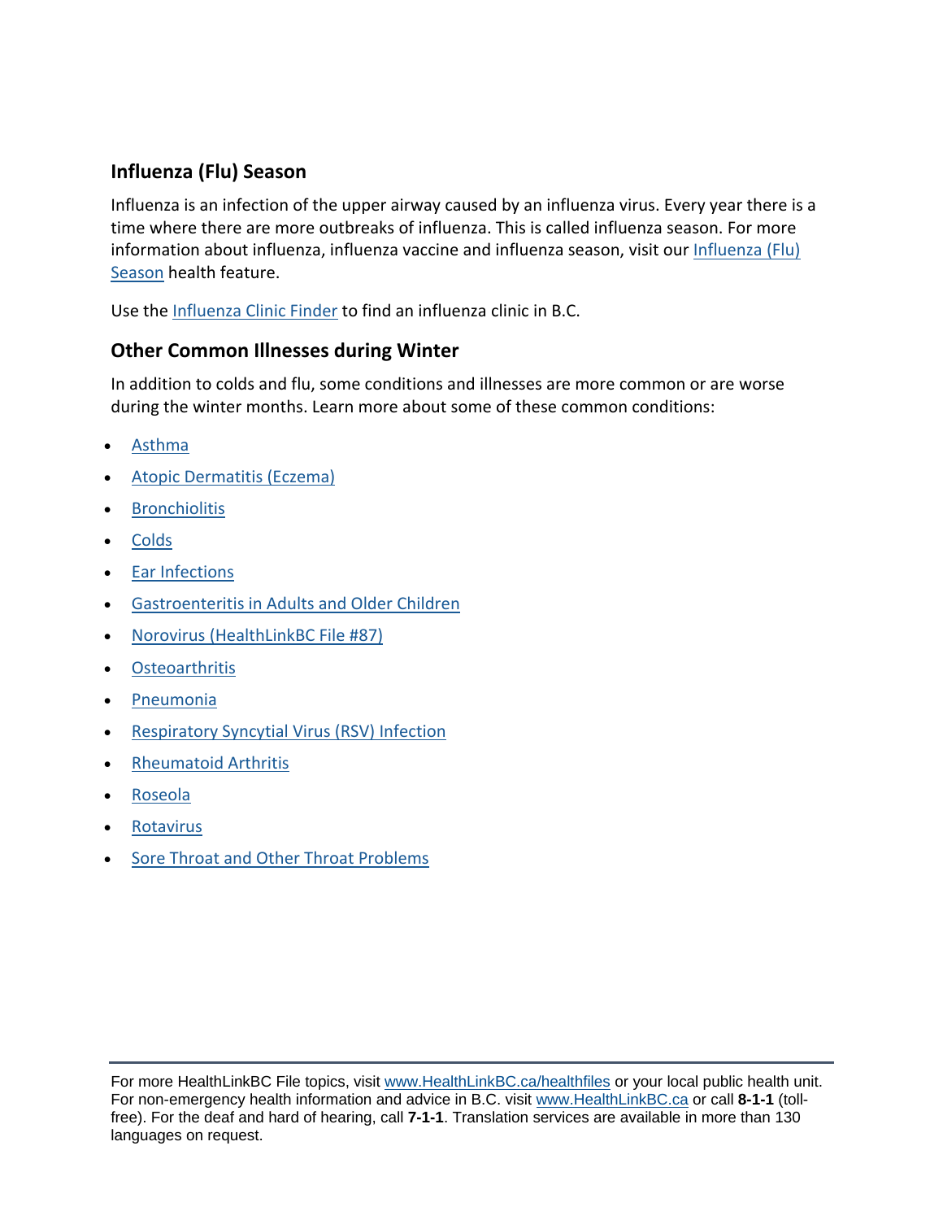## Influenza (Flu) Season

Influenza is an infection of the upper airway caused by an influenza virus. Every year there is a time where there are more outbreaks of influenza. This is called influenza season. For more information about influenza, influenza vaccine and influenza season, visit our Influenza (Flu) Season health feature.

Use the Influenza Clinic Finder to find an influenza clinic in B.C.

## Other Common Illnesses during Winter

In addition to colds and flu, some conditions and illnesses are more common or are worse during the winter months. Learn more about some of these common conditions:

- Asthma
- Atopic Dermatitis (Eczema)
- Bronchiolitis
- Colds
- Ear Infections
- Gastroenteritis in Adults and Older Children
- Norovirus (HealthLinkBC File #87)
- Osteoarthritis
- Pneumonia
- Respiratory Syncytial Virus (RSV) Infection
- Rheumatoid Arthritis
- Roseola
- Rotavirus
- Sore Throat and Other Throat Problems

For more HealthLinkBC File topics, visit www.HealthLinkBC.ca/healthfiles or your local public health unit. For non-emergency health information and advice in B.C. visit www.HealthLinkBC.ca or call **8-1-1** (toll-free). For the deaf and hard of hearing, call **7-1-1**. Translation services are available in more than 130 languages on request.